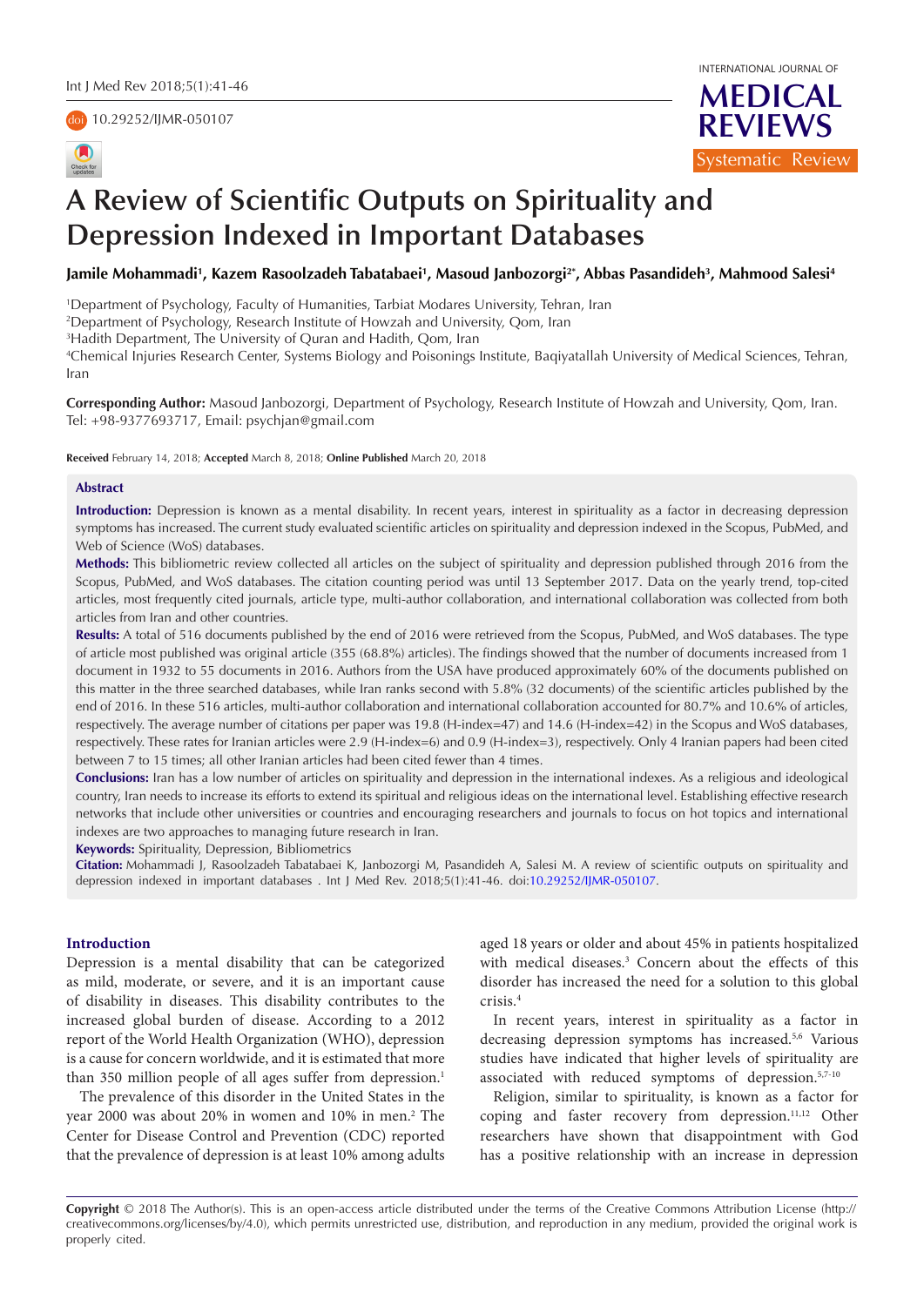Systematic Review

# A Review of Scientific Outputs on Spirituality and Depression Indexed in Important Databases

**Jamile Mohammadi[1], Kazem Rasoolzadeh Tabatabaei[1], Masoud Janbozorgi[2*], Abbas Pasandideh[3], Mahmood Salesi[4]**

[1]Department of Psychology, Faculty of Humanities, Tarbiat Modares University, Tehran, Iran
[2]Department of Psychology, Research Institute of Howzah and University, Qom, Iran
[3]Hadith Department, The University of Quran and Hadith, Qom, Iran
[4]Chemical Injuries Research Center, Systems Biology and Poisonings Institute, Baqiyatallah University of Medical Sciences, Tehran, Iran

**Corresponding Author:** Masoud Janbozorgi, Department of Psychology, Research Institute of Howzah and University, Qom, Iran. Tel: +98-9377693717, Email: psychjan@gmail.com

**Received** February 14, 2018; **Accepted** March 8, 2018; **Online Published** March 20, 2018

## Abstract

**Introduction:** Depression is known as a mental disability. In recent years, interest in spirituality as a factor in decreasing depression symptoms has increased. The current study evaluated scientific articles on spirituality and depression indexed in the Scopus, PubMed, and Web of Science (WoS) databases.

**Methods:** This bibliometric review collected all articles on the subject of spirituality and depression published through 2016 from the Scopus, PubMed, and WoS databases. The citation counting period was until 13 September 2017. Data on the yearly trend, top-cited articles, most frequently cited journals, article type, multi-author collaboration, and international collaboration was collected from both articles from Iran and other countries.

**Results:** A total of 516 documents published by the end of 2016 were retrieved from the Scopus, PubMed, and WoS databases. The type of article most published was original article (355 (68.8%) articles). The findings showed that the number of documents increased from 1 document in 1932 to 55 documents in 2016. Authors from the USA have produced approximately 60% of the documents published on this matter in the three searched databases, while Iran ranks second with 5.8% (32 documents) of the scientific articles published by the end of 2016. In these 516 articles, multi-author collaboration and international collaboration accounted for 80.7% and 10.6% of articles, respectively. The average number of citations per paper was 19.8 (H-index=47) and 14.6 (H-index=42) in the Scopus and WoS databases, respectively. These rates for Iranian articles were 2.9 (H-index=6) and 0.9 (H-index=3), respectively. Only 4 Iranian papers had been cited between 7 to 15 times; all other Iranian articles had been cited fewer than 4 times.

**Conclusions:** Iran has a low number of articles on spirituality and depression in the international indexes. As a religious and ideological country, Iran needs to increase its efforts to extend its spiritual and religious ideas on the international level. Establishing effective research networks that include other universities or countries and encouraging researchers and journals to focus on hot topics and international indexes are two approaches to managing future research in Iran.

**Keywords:** Spirituality, Depression, Bibliometrics

**Citation:** Mohammadi J, Rasoolzadeh Tabatabaei K, Janbozorgi M, Pasandideh A, Salesi M. A review of scientific outputs on spirituality and depression indexed in important databases . Int J Med Rev. 2018;5(1):41-46. doi:10.29252/IJMR-050107.

## Introduction

Depression is a mental disability that can be categorized as mild, moderate, or severe, and it is an important cause of disability in diseases. This disability contributes to the increased global burden of disease. According to a 2012 report of the World Health Organization (WHO), depression is a cause for concern worldwide, and it is estimated that more than 350 million people of all ages suffer from depression.[1]

The prevalence of this disorder in the United States in the year 2000 was about 20% in women and 10% in men.[2] The Center for Disease Control and Prevention (CDC) reported that the prevalence of depression is at least 10% among adults aged 18 years or older and about 45% in patients hospitalized with medical diseases.[3] Concern about the effects of this disorder has increased the need for a solution to this global crisis.[4]

In recent years, interest in spirituality as a factor in decreasing depression symptoms has increased.[5,6] Various studies have indicated that higher levels of spirituality are associated with reduced symptoms of depression.[5,7-10]

Religion, similar to spirituality, is known as a factor for coping and faster recovery from depression.[11,12] Other researchers have shown that disappointment with God has a positive relationship with an increase in depression

**Copyright** © 2018 The Author(s). This is an open-access article distributed under the terms of the Creative Commons Attribution License (http://creativecommons.org/licenses/by/4.0), which permits unrestricted use, distribution, and reproduction in any medium, provided the original work is properly cited.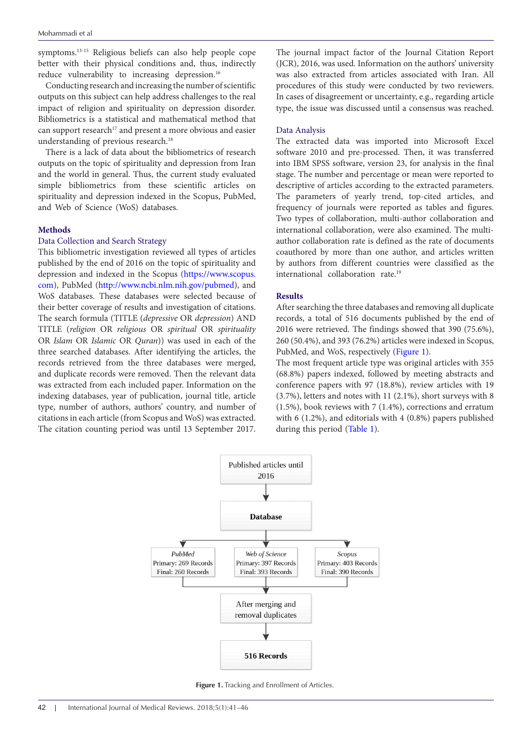symptoms.[13-15] Religious beliefs can also help people cope better with their physical conditions and, thus, indirectly reduce vulnerability to increasing depression.[16]

Conducting research and increasing the number of scientific outputs on this subject can help address challenges to the real impact of religion and spirituality on depression disorder. Bibliometrics is a statistical and mathematical method that can support research[17] and present a more obvious and easier understanding of previous research.[18]

There is a lack of data about the bibliometrics of research outputs on the topic of spirituality and depression from Iran and the world in general. Thus, the current study evaluated simple bibliometrics from these scientific articles on spirituality and depression indexed in the Scopus, PubMed, and Web of Science (WoS) databases.

## Methods

### Data Collection and Search Strategy

This bibliometric investigation reviewed all types of articles published by the end of 2016 on the topic of spirituality and depression and indexed in the Scopus (https://www.scopus.com), PubMed (http://www.ncbi.nlm.nih.gov/pubmed), and WoS databases. These databases were selected because of their better coverage of results and investigation of citations. The search formula (TITLE (*depressive* OR *depression*) AND TITLE (*religion* OR *religious* OR *spiritual* OR *spirituality* OR *Islam* OR *Islamic* OR *Quran*)) was used in each of the three searched databases. After identifying the articles, the records retrieved from the three databases were merged, and duplicate records were removed. Then the relevant data was extracted from each included paper. Information on the indexing databases, year of publication, journal title, article type, number of authors, authors' country, and number of citations in each article (from Scopus and WoS) was extracted. The citation counting period was until 13 September 2017. The journal impact factor of the Journal Citation Report (JCR), 2016, was used. Information on the authors' university was also extracted from articles associated with Iran. All procedures of this study were conducted by two reviewers. In cases of disagreement or uncertainty, e.g., regarding article type, the issue was discussed until a consensus was reached.

### Data Analysis

The extracted data was imported into Microsoft Excel software 2010 and pre-processed. Then, it was transferred into IBM SPSS software, version 23, for analysis in the final stage. The number and percentage or mean were reported to descriptive of articles according to the extracted parameters. The parameters of yearly trend, top-cited articles, and frequency of journals were reported as tables and figures. Two types of collaboration, multi-author collaboration and international collaboration, were also examined. The multi-author collaboration rate is defined as the rate of documents coauthored by more than one author, and articles written by authors from different countries were classified as the international collaboration rate.[19]

## Results

After searching the three databases and removing all duplicate records, a total of 516 documents published by the end of 2016 were retrieved. The findings showed that 390 (75.6%), 260 (50.4%), and 393 (76.2%) articles were indexed in Scopus, PubMed, and WoS, respectively (Figure 1).

The most frequent article type was original articles with 355 (68.8%) papers indexed, followed by meeting abstracts and conference papers with 97 (18.8%), review articles with 19 (3.7%), letters and notes with 11 (2.1%), short surveys with 8 (1.5%), book reviews with 7 (1.4%), corrections and erratum with 6 (1.2%), and editorials with 4 (0.8%) papers published during this period (Table 1).

Published articles until 2016

↓

**Database**

| *PubMed* | *Web of Science* | *Scopus* |
|---|---|---|
| Primary: 269 Records | Primary: 397 Records | Primary: 403 Records |
| Final: 260 Records | Final: 393 Records | Final: 390 Records |

↓

After merging and removal duplicates

↓

**516 Records**

**Figure 1.** Tracking and Enrollment of Articles.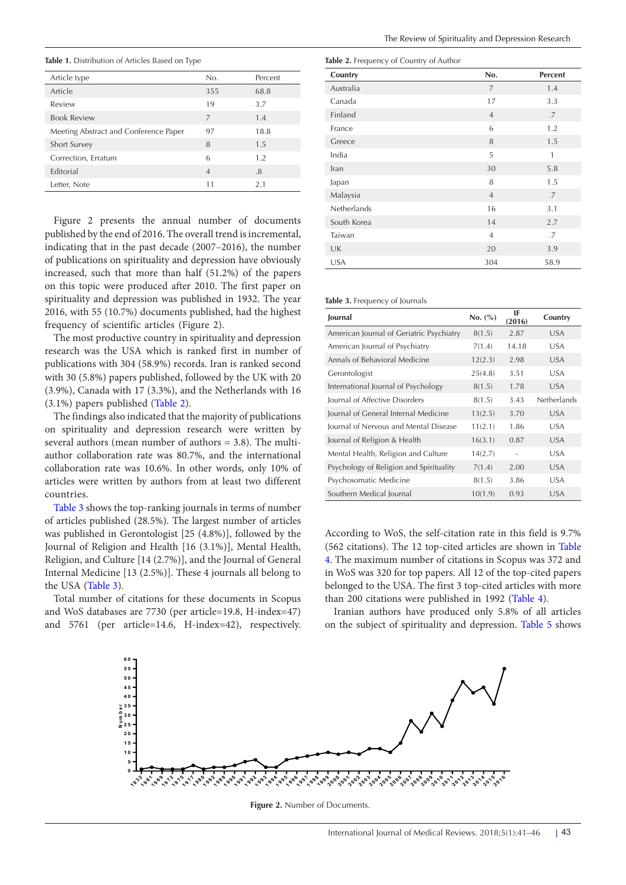**Table 1.** Distribution of Articles Based on Type

| Article type | No. | Percent |
|---|---|---|
| Article | 355 | 68.8 |
| Review | 19 | 3.7 |
| Book Review | 7 | 1.4 |
| Meeting Abstract and Conference Paper | 97 | 18.8 |
| Short Survey | 8 | 1.5 |
| Correction, Erratum | 6 | 1.2 |
| Editorial | 4 | .8 |
| Letter, Note | 11 | 2.1 |

Figure 2 presents the annual number of documents published by the end of 2016. The overall trend is incremental, indicating that in the past decade (2007–2016), the number of publications on spirituality and depression have obviously increased, such that more than half (51.2%) of the papers on this topic were produced after 2010. The first paper on spirituality and depression was published in 1932. The year 2016, with 55 (10.7%) documents published, had the highest frequency of scientific articles (Figure 2).

The most productive country in spirituality and depression research was the USA which is ranked first in number of publications with 304 (58.9%) records. Iran is ranked second with 30 (5.8%) papers published, followed by the UK with 20 (3.9%), Canada with 17 (3.3%), and the Netherlands with 16 (3.1%) papers published (Table 2).

The findings also indicated that the majority of publications on spirituality and depression research were written by several authors (mean number of authors = 3.8). The multi-author collaboration rate was 80.7%, and the international collaboration rate was 10.6%. In other words, only 10% of articles were written by authors from at least two different countries.

Table 3 shows the top-ranking journals in terms of number of articles published (28.5%). The largest number of articles was published in Gerontologist [25 (4.8%)], followed by the Journal of Religion and Health [16 (3.1%)], Mental Health, Religion, and Culture [14 (2.7%)], and the Journal of General Internal Medicine [13 (2.5%)]. These 4 journals all belong to the USA (Table 3).

Total number of citations for these documents in Scopus and WoS databases are 7730 (per article=19.8, H-index=47) and 5761 (per article=14.6, H-index=42), respectively.

**Table 2.** Frequency of Country of Author

| Country | No. | Percent |
|---|---|---|
| Australia | 7 | 1.4 |
| Canada | 17 | 3.3 |
| Finland | 4 | .7 |
| France | 6 | 1.2 |
| Greece | 8 | 1.5 |
| India | 5 | 1 |
| Iran | 30 | 5.8 |
| Japan | 8 | 1.5 |
| Malaysia | 4 | .7 |
| Netherlands | 16 | 3.1 |
| South Korea | 14 | 2.7 |
| Taiwan | 4 | .7 |
| UK | 20 | 3.9 |
| USA | 304 | 58.9 |

**Table 3.** Frequency of Journals

| Journal | No. (%) | IF (2016) | Country |
|---|---|---|---|
| American Journal of Geriatric Psychiatry | 8(1.5) | 2.87 | USA |
| American Journal of Psychiatry | 7(1.4) | 14.18 | USA |
| Annals of Behavioral Medicine | 12(2.3) | 2.98 | USA |
| Gerontologist | 25(4.8) | 3.51 | USA |
| International Journal of Psychology | 8(1.5) | 1.78 | USA |
| Journal of Affective Disorders | 8(1.5) | 3.43 | Netherlands |
| Journal of General Internal Medicine | 13(2.5) | 3.70 | USA |
| Journal of Nervous and Mental Disease | 11(2.1) | 1.86 | USA |
| Journal of Religion & Health | 16(3.1) | 0.87 | USA |
| Mental Health, Religion and Culture | 14(2.7) | - | USA |
| Psychology of Religion and Spirituality | 7(1.4) | 2.00 | USA |
| Psychosomatic Medicine | 8(1.5) | 3.86 | USA |
| Southern Medical Journal | 10(1.9) | 0.93 | USA |

According to WoS, the self-citation rate in this field is 9.7% (562 citations). The 12 top-cited articles are shown in Table 4. The maximum number of citations in Scopus was 372 and in WoS was 320 for top papers. All 12 of the top-cited papers belonged to the USA. The first 3 top-cited articles with more than 200 citations were published in 1992 (Table 4).

Iranian authors have produced only 5.8% of all articles on the subject of spirituality and depression. Table 5 shows

**Figure 2.** Number of Documents.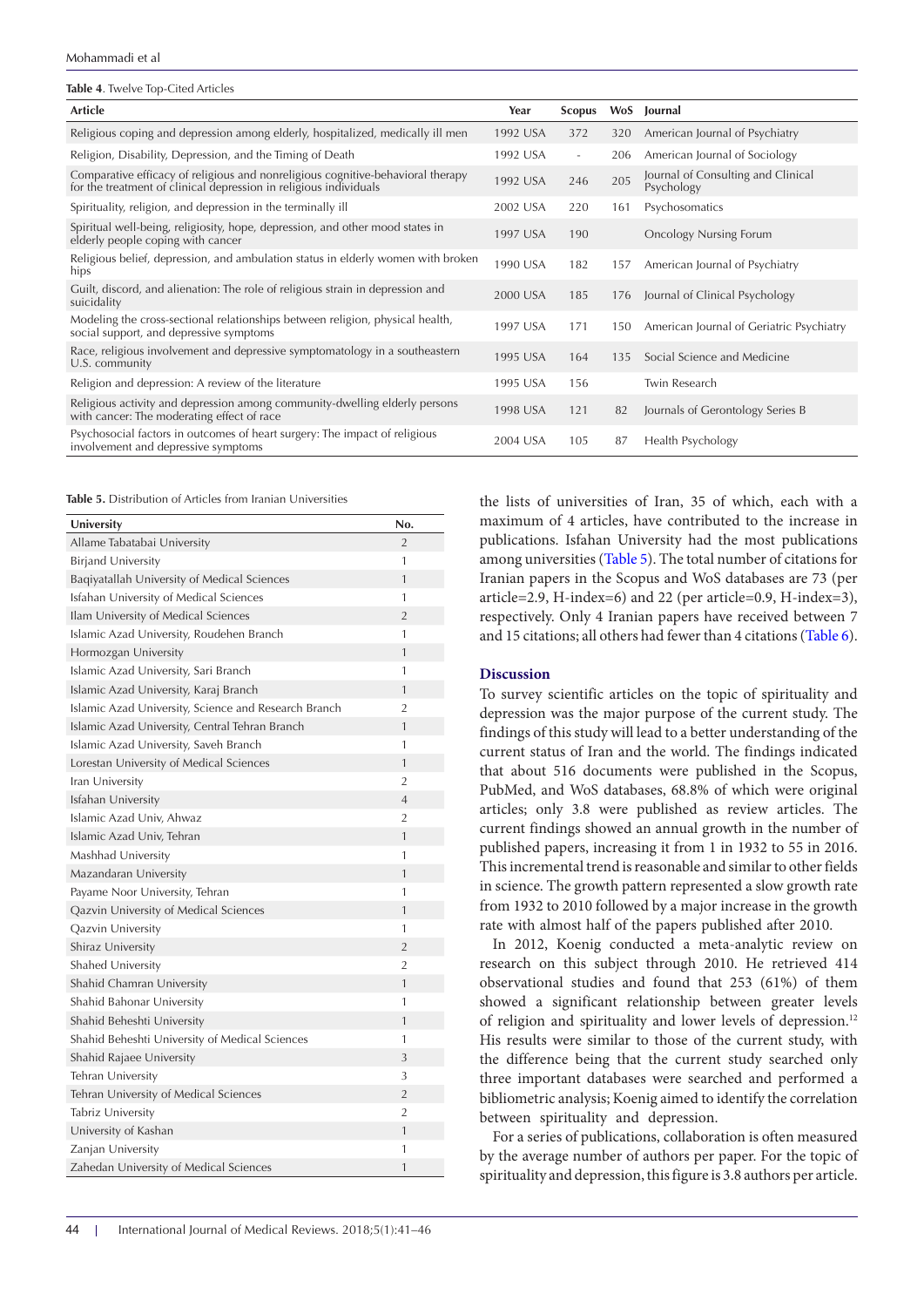**Table 4**. Twelve Top-Cited Articles

| Article | Year | Scopus | WoS | Journal |
|---|---|---|---|---|
| Religious coping and depression among elderly, hospitalized, medically ill men | 1992 USA | 372 | 320 | American Journal of Psychiatry |
| Religion, Disability, Depression, and the Timing of Death | 1992 USA | - | 206 | American Journal of Sociology |
| Comparative efficacy of religious and nonreligious cognitive-behavioral therapy for the treatment of clinical depression in religious individuals | 1992 USA | 246 | 205 | Journal of Consulting and Clinical Psychology |
| Spirituality, religion, and depression in the terminally ill | 2002 USA | 220 | 161 | Psychosomatics |
| Spiritual well-being, religiosity, hope, depression, and other mood states in elderly people coping with cancer | 1997 USA | 190 | | Oncology Nursing Forum |
| Religious belief, depression, and ambulation status in elderly women with broken hips | 1990 USA | 182 | 157 | American Journal of Psychiatry |
| Guilt, discord, and alienation: The role of religious strain in depression and suicidality | 2000 USA | 185 | 176 | Journal of Clinical Psychology |
| Modeling the cross-sectional relationships between religion, physical health, social support, and depressive symptoms | 1997 USA | 171 | 150 | American Journal of Geriatric Psychiatry |
| Race, religious involvement and depressive symptomatology in a southeastern U.S. community | 1995 USA | 164 | 135 | Social Science and Medicine |
| Religion and depression: A review of the literature | 1995 USA | 156 | | Twin Research |
| Religious activity and depression among community-dwelling elderly persons with cancer: The moderating effect of race | 1998 USA | 121 | 82 | Journals of Gerontology Series B |
| Psychosocial factors in outcomes of heart surgery: The impact of religious involvement and depressive symptoms | 2004 USA | 105 | 87 | Health Psychology |

**Table 5.** Distribution of Articles from Iranian Universities

| University | No. |
|---|---|
| Allame Tabatabai University | 2 |
| Birjand University | 1 |
| Baqiyatallah University of Medical Sciences | 1 |
| Isfahan University of Medical Sciences | 1 |
| Ilam University of Medical Sciences | 2 |
| Islamic Azad University, Roudehen Branch | 1 |
| Hormozgan University | 1 |
| Islamic Azad University, Sari Branch | 1 |
| Islamic Azad University, Karaj Branch | 1 |
| Islamic Azad University, Science and Research Branch | 2 |
| Islamic Azad University, Central Tehran Branch | 1 |
| Islamic Azad University, Saveh Branch | 1 |
| Lorestan University of Medical Sciences | 1 |
| Iran University | 2 |
| Isfahan University | 4 |
| Islamic Azad Univ, Ahwaz | 2 |
| Islamic Azad Univ, Tehran | 1 |
| Mashhad University | 1 |
| Mazandaran University | 1 |
| Payame Noor University, Tehran | 1 |
| Qazvin University of Medical Sciences | 1 |
| Qazvin University | 1 |
| Shiraz University | 2 |
| Shahed University | 2 |
| Shahid Chamran University | 1 |
| Shahid Bahonar University | 1 |
| Shahid Beheshti University | 1 |
| Shahid Beheshti University of Medical Sciences | 1 |
| Shahid Rajaee University | 3 |
| Tehran University | 3 |
| Tehran University of Medical Sciences | 2 |
| Tabriz University | 2 |
| University of Kashan | 1 |
| Zanjan University | 1 |
| Zahedan University of Medical Sciences | 1 |

the lists of universities of Iran, 35 of which, each with a maximum of 4 articles, have contributed to the increase in publications. Isfahan University had the most publications among universities (Table 5). The total number of citations for Iranian papers in the Scopus and WoS databases are 73 (per article=2.9, H-index=6) and 22 (per article=0.9, H-index=3), respectively. Only 4 Iranian papers have received between 7 and 15 citations; all others had fewer than 4 citations (Table 6).

## Discussion

To survey scientific articles on the topic of spirituality and depression was the major purpose of the current study. The findings of this study will lead to a better understanding of the current status of Iran and the world. The findings indicated that about 516 documents were published in the Scopus, PubMed, and WoS databases, 68.8% of which were original articles; only 3.8 were published as review articles. The current findings showed an annual growth in the number of published papers, increasing it from 1 in 1932 to 55 in 2016. This incremental trend is reasonable and similar to other fields in science. The growth pattern represented a slow growth rate from 1932 to 2010 followed by a major increase in the growth rate with almost half of the papers published after 2010.

In 2012, Koenig conducted a meta-analytic review on research on this subject through 2010. He retrieved 414 observational studies and found that 253 (61%) of them showed a significant relationship between greater levels of religion and spirituality and lower levels of depression.[12] His results were similar to those of the current study, with the difference being that the current study searched only three important databases were searched and performed a bibliometric analysis; Koenig aimed to identify the correlation between spirituality and depression.

For a series of publications, collaboration is often measured by the average number of authors per paper. For the topic of spirituality and depression, this figure is 3.8 authors per article.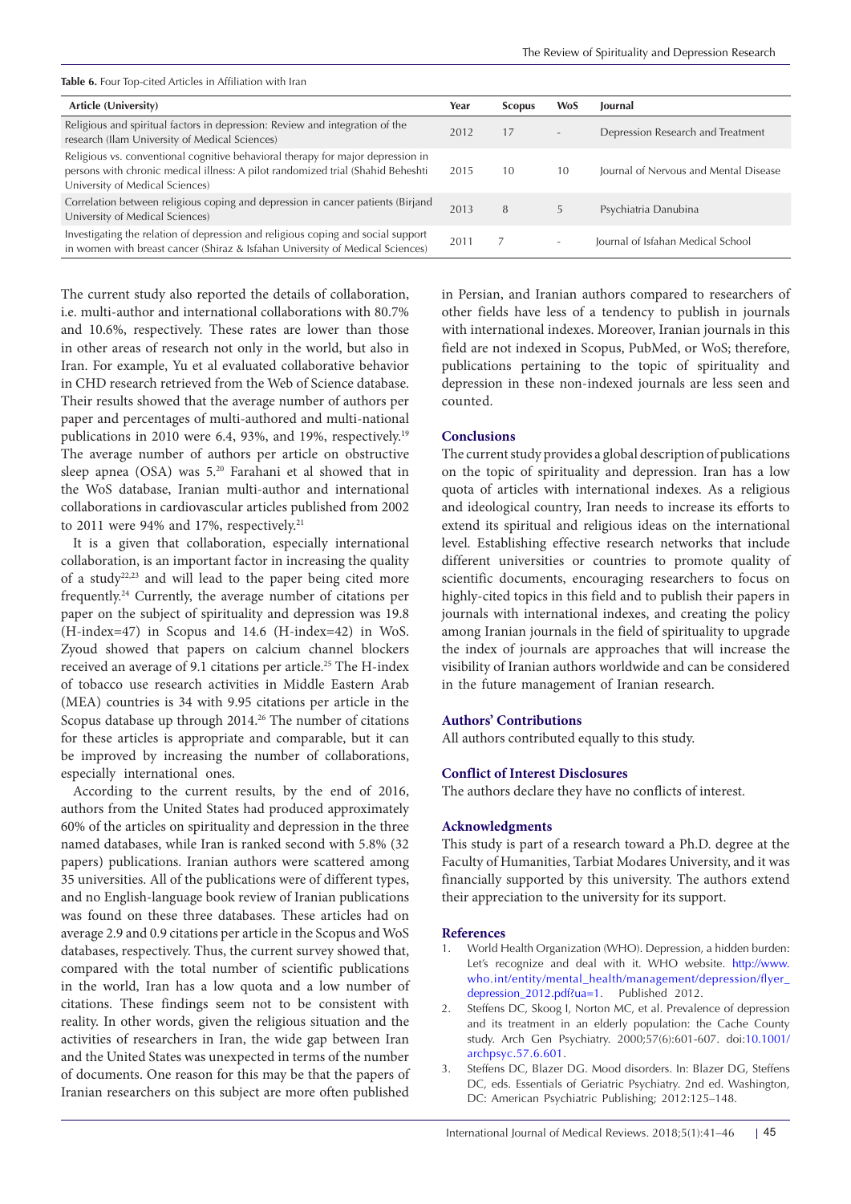**Table 6.** Four Top-cited Articles in Affiliation with Iran

| Article (University) | Year | Scopus | WoS | Journal |
|---|---|---|---|---|
| Religious and spiritual factors in depression: Review and integration of the research (Ilam University of Medical Sciences) | 2012 | 17 | - | Depression Research and Treatment |
| Religious vs. conventional cognitive behavioral therapy for major depression in persons with chronic medical illness: A pilot randomized trial (Shahid Beheshti University of Medical Sciences) | 2015 | 10 | 10 | Journal of Nervous and Mental Disease |
| Correlation between religious coping and depression in cancer patients (Birjand University of Medical Sciences) | 2013 | 8 | 5 | Psychiatria Danubina |
| Investigating the relation of depression and religious coping and social support in women with breast cancer (Shiraz & Isfahan University of Medical Sciences) | 2011 | 7 | - | Journal of Isfahan Medical School |

The current study also reported the details of collaboration, i.e. multi-author and international collaborations with 80.7% and 10.6%, respectively. These rates are lower than those in other areas of research not only in the world, but also in Iran. For example, Yu et al evaluated collaborative behavior in CHD research retrieved from the Web of Science database. Their results showed that the average number of authors per paper and percentages of multi-authored and multi-national publications in 2010 were 6.4, 93%, and 19%, respectively.[19] The average number of authors per article on obstructive sleep apnea (OSA) was 5.[20] Farahani et al showed that in the WoS database, Iranian multi-author and international collaborations in cardiovascular articles published from 2002 to 2011 were 94% and 17%, respectively.[21]

It is a given that collaboration, especially international collaboration, is an important factor in increasing the quality of a study[22,23] and will lead to the paper being cited more frequently.[24] Currently, the average number of citations per paper on the subject of spirituality and depression was 19.8 (H-index=47) in Scopus and 14.6 (H-index=42) in WoS. Zyoud showed that papers on calcium channel blockers received an average of 9.1 citations per article.[25] The H-index of tobacco use research activities in Middle Eastern Arab (MEA) countries is 34 with 9.95 citations per article in the Scopus database up through 2014.[26] The number of citations for these articles is appropriate and comparable, but it can be improved by increasing the number of collaborations, especially international ones.

According to the current results, by the end of 2016, authors from the United States had produced approximately 60% of the articles on spirituality and depression in the three named databases, while Iran is ranked second with 5.8% (32 papers) publications. Iranian authors were scattered among 35 universities. All of the publications were of different types, and no English-language book review of Iranian publications was found on these three databases. These articles had on average 2.9 and 0.9 citations per article in the Scopus and WoS databases, respectively. Thus, the current survey showed that, compared with the total number of scientific publications in the world, Iran has a low quota and a low number of citations. These findings seem not to be consistent with reality. In other words, given the religious situation and the activities of researchers in Iran, the wide gap between Iran and the United States was unexpected in terms of the number of documents. One reason for this may be that the papers of Iranian researchers on this subject are more often published in Persian, and Iranian authors compared to researchers of other fields have less of a tendency to publish in journals with international indexes. Moreover, Iranian journals in this field are not indexed in Scopus, PubMed, or WoS; therefore, publications pertaining to the topic of spirituality and depression in these non-indexed journals are less seen and counted.

## Conclusions

The current study provides a global description of publications on the topic of spirituality and depression. Iran has a low quota of articles with international indexes. As a religious and ideological country, Iran needs to increase its efforts to extend its spiritual and religious ideas on the international level. Establishing effective research networks that include different universities or countries to promote quality of scientific documents, encouraging researchers to focus on highly-cited topics in this field and to publish their papers in journals with international indexes, and creating the policy among Iranian journals in the field of spirituality to upgrade the index of journals are approaches that will increase the visibility of Iranian authors worldwide and can be considered in the future management of Iranian research.

## Authors' Contributions

All authors contributed equally to this study.

## Conflict of Interest Disclosures

The authors declare they have no conflicts of interest.

## Acknowledgments

This study is part of a research toward a Ph.D. degree at the Faculty of Humanities, Tarbiat Modares University, and it was financially supported by this university. The authors extend their appreciation to the university for its support.

## References

1. World Health Organization (WHO). Depression, a hidden burden: Let's recognize and deal with it. WHO website. http://www.who.int/entity/mental_health/management/depression/flyer_depression_2012.pdf?ua=1. Published 2012.
2. Steffens DC, Skoog I, Norton MC, et al. Prevalence of depression and its treatment in an elderly population: the Cache County study. Arch Gen Psychiatry. 2000;57(6):601-607. doi:10.1001/archpsyc.57.6.601.
3. Steffens DC, Blazer DG. Mood disorders. In: Blazer DG, Steffens DC, eds. Essentials of Geriatric Psychiatry. 2nd ed. Washington, DC: American Psychiatric Publishing; 2012:125–148.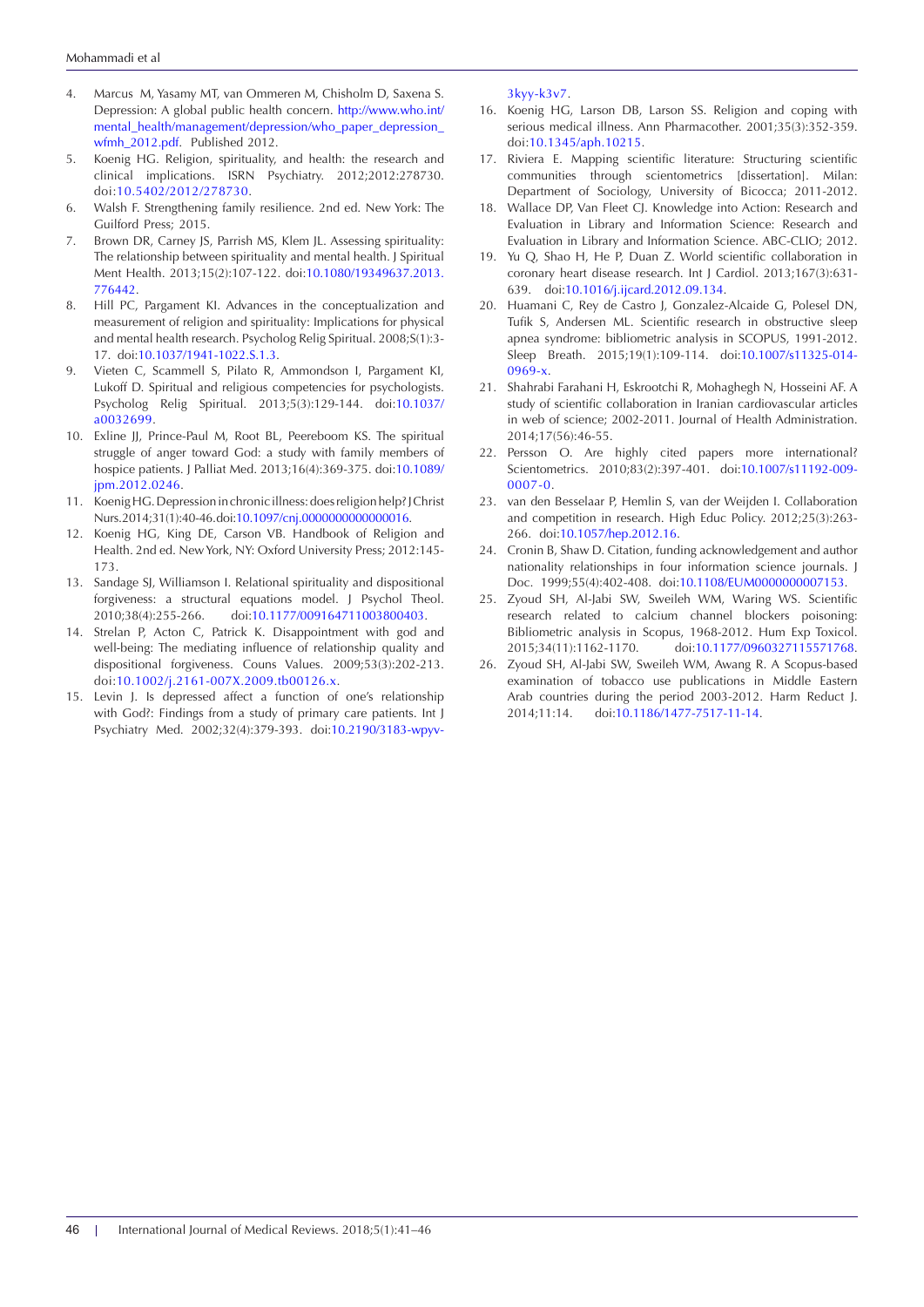4. Marcus M, Yasamy MT, van Ommeren M, Chisholm D, Saxena S. Depression: A global public health concern. http://www.who.int/mental_health/management/depression/who_paper_depression_wfmh_2012.pdf. Published 2012.
5. Koenig HG. Religion, spirituality, and health: the research and clinical implications. ISRN Psychiatry. 2012;2012:278730. doi:10.5402/2012/278730.
6. Walsh F. Strengthening family resilience. 2nd ed. New York: The Guilford Press; 2015.
7. Brown DR, Carney JS, Parrish MS, Klem JL. Assessing spirituality: The relationship between spirituality and mental health. J Spiritual Ment Health. 2013;15(2):107-122. doi:10.1080/19349637.2013.776442.
8. Hill PC, Pargament KI. Advances in the conceptualization and measurement of religion and spirituality: Implications for physical and mental health research. Psycholog Relig Spiritual. 2008;S(1):3-17. doi:10.1037/1941-1022.S.1.3.
9. Vieten C, Scammell S, Pilato R, Ammondson I, Pargament KI, Lukoff D. Spiritual and religious competencies for psychologists. Psycholog Relig Spiritual. 2013;5(3):129-144. doi:10.1037/a0032699.
10. Exline JJ, Prince-Paul M, Root BL, Peereboom KS. The spiritual struggle of anger toward God: a study with family members of hospice patients. J Palliat Med. 2013;16(4):369-375. doi:10.1089/jpm.2012.0246.
11. Koenig HG. Depression in chronic illness: does religion help? J Christ Nurs. 2014;31(1):40-46. doi:10.1097/cnj.0000000000000016.
12. Koenig HG, King DE, Carson VB. Handbook of Religion and Health. 2nd ed. New York, NY: Oxford University Press; 2012:145-173.
13. Sandage SJ, Williamson I. Relational spirituality and dispositional forgiveness: a structural equations model. J Psychol Theol. 2010;38(4):255-266. doi:10.1177/009164711003800403.
14. Strelan P, Acton C, Patrick K. Disappointment with god and well-being: The mediating influence of relationship quality and dispositional forgiveness. Couns Values. 2009;53(3):202-213. doi:10.1002/j.2161-007X.2009.tb00126.x.
15. Levin J. Is depressed affect a function of one's relationship with God?: Findings from a study of primary care patients. Int J Psychiatry Med. 2002;32(4):379-393. doi:10.2190/3183-wpyv-3kyy-k3v7.
16. Koenig HG, Larson DB, Larson SS. Religion and coping with serious medical illness. Ann Pharmacother. 2001;35(3):352-359. doi:10.1345/aph.10215.
17. Riviera E. Mapping scientific literature: Structuring scientific communities through scientometrics [dissertation]. Milan: Department of Sociology, University of Bicocca; 2011-2012.
18. Wallace DP, Van Fleet CJ. Knowledge into Action: Research and Evaluation in Library and Information Science: Research and Evaluation in Library and Information Science. ABC-CLIO; 2012.
19. Yu Q, Shao H, He P, Duan Z. World scientific collaboration in coronary heart disease research. Int J Cardiol. 2013;167(3):631-639. doi:10.1016/j.ijcard.2012.09.134.
20. Huamani C, Rey de Castro J, Gonzalez-Alcaide G, Polesel DN, Tufik S, Andersen ML. Scientific research in obstructive sleep apnea syndrome: bibliometric analysis in SCOPUS, 1991-2012. Sleep Breath. 2015;19(1):109-114. doi:10.1007/s11325-014-0969-x.
21. Shahrabi Farahani H, Eskrootchi R, Mohaghegh N, Hosseini AF. A study of scientific collaboration in Iranian cardiovascular articles in web of science; 2002-2011. Journal of Health Administration. 2014;17(56):46-55.
22. Persson O. Are highly cited papers more international? Scientometrics. 2010;83(2):397-401. doi:10.1007/s11192-009-0007-0.
23. van den Besselaar P, Hemlin S, van der Weijden I. Collaboration and competition in research. High Educ Policy. 2012;25(3):263-266. doi:10.1057/hep.2012.16.
24. Cronin B, Shaw D. Citation, funding acknowledgement and author nationality relationships in four information science journals. J Doc. 1999;55(4):402-408. doi:10.1108/EUM0000000007153.
25. Zyoud SH, Al-Jabi SW, Sweileh WM, Waring WS. Scientific research related to calcium channel blockers poisoning: Bibliometric analysis in Scopus, 1968-2012. Hum Exp Toxicol. 2015;34(11):1162-1170. doi:10.1177/0960327115571768.
26. Zyoud SH, Al-Jabi SW, Sweileh WM, Awang R. A Scopus-based examination of tobacco use publications in Middle Eastern Arab countries during the period 2003-2012. Harm Reduct J. 2014;11:14. doi:10.1186/1477-7517-11-14.